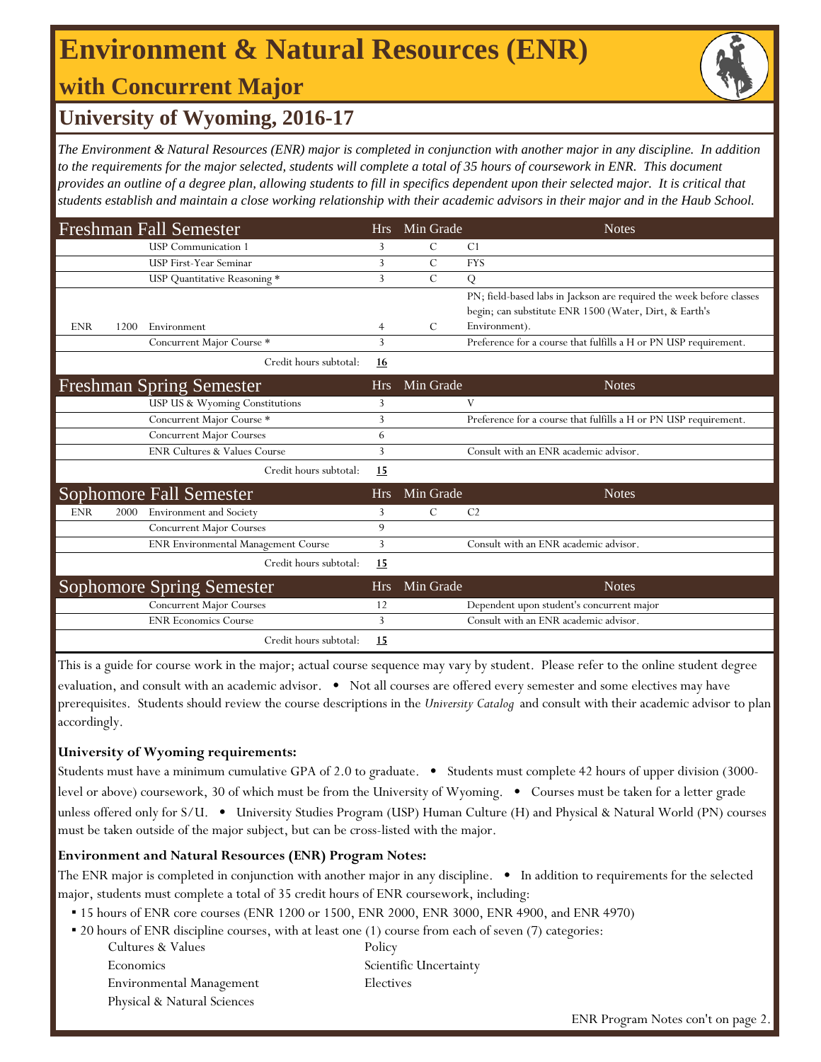# Environment & Natural Resources (ENR)

## with Concurrent Major

## University of Wyoming, 2016-17

*The Environment & Natural Resources (ENR) major is completed in conjunction with another major in any discipline. In addition to the requirements for the major selected, students will complete a total of 35 hours of coursework in ENR. This document provides an outline of a degree plan, allowing students to fill in specifics dependent upon their selected major. It is critical that students establish and maintain a close working relationship with their academic advisors in their major and in the Haub School.*

| Freshman Fall Semester | | | Hrs | Min Grade | Notes |
|---|---|---|---|---|---|
| | | USP Communication 1 | 3 | C | C1 |
| | | USP First-Year Seminar | 3 | C | FYS |
| | | USP Quantitative Reasoning * | 3 | C | Q |
| ENR | 1200 | Environment | 4 | C | PN; field-based labs in Jackson are required the week before classes begin; can substitute ENR 1500 (Water, Dirt, & Earth's Environment). |
| | | Concurrent Major Course * | 3 | | Preference for a course that fulfills a H or PN USP requirement. |
| | | Credit hours subtotal: | 16 | | |

| Freshman Spring Semester | | | Hrs | Min Grade | Notes |
|---|---|---|---|---|---|
| | | USP US & Wyoming Constitutions | 3 | | V |
| | | Concurrent Major Course * | 3 | | Preference for a course that fulfills a H or PN USP requirement. |
| | | Concurrent Major Courses | 6 | | |
| | | ENR Cultures & Values Course | 3 | | Consult with an ENR academic advisor. |
| | | Credit hours subtotal: | 15 | | |

| Sophomore Fall Semester | | | Hrs | Min Grade | Notes |
|---|---|---|---|---|---|
| ENR | 2000 | Environment and Society | 3 | C | C2 |
| | | Concurrent Major Courses | 9 | | |
| | | ENR Environmental Management Course | 3 | | Consult with an ENR academic advisor. |
| | | Credit hours subtotal: | 15 | | |

| Sophomore Spring Semester | | | Hrs | Min Grade | Notes |
|---|---|---|---|---|---|
| | | Concurrent Major Courses | 12 | | Dependent upon student's concurrent major |
| | | ENR Economics Course | 3 | | Consult with an ENR academic advisor. |
| | | Credit hours subtotal: | 15 | | |

This is a guide for course work in the major; actual course sequence may vary by student. Please refer to the online student degree evaluation, and consult with an academic advisor. • Not all courses are offered every semester and some electives may have prerequisites. Students should review the course descriptions in the *University Catalog* and consult with their academic advisor to plan accordingly.

**University of Wyoming requirements:**

Students must have a minimum cumulative GPA of 2.0 to graduate. • Students must complete 42 hours of upper division (3000-level or above) coursework, 30 of which must be from the University of Wyoming. • Courses must be taken for a letter grade unless offered only for S/U. • University Studies Program (USP) Human Culture (H) and Physical & Natural World (PN) courses must be taken outside of the major subject, but can be cross-listed with the major.

**Environment and Natural Resources (ENR) Program Notes:**

The ENR major is completed in conjunction with another major in any discipline. • In addition to requirements for the selected major, students must complete a total of 35 credit hours of ENR coursework, including:

- 15 hours of ENR core courses (ENR 1200 or 1500, ENR 2000, ENR 3000, ENR 4900, and ENR 4970)
- 20 hours of ENR discipline courses, with at least one (1) course from each of seven (7) categories:
  - Cultures & Values
  - Economics
  - Environmental Management
  - Physical & Natural Sciences
  - Policy
  - Scientific Uncertainty
  - Electives

ENR Program Notes con't on page 2.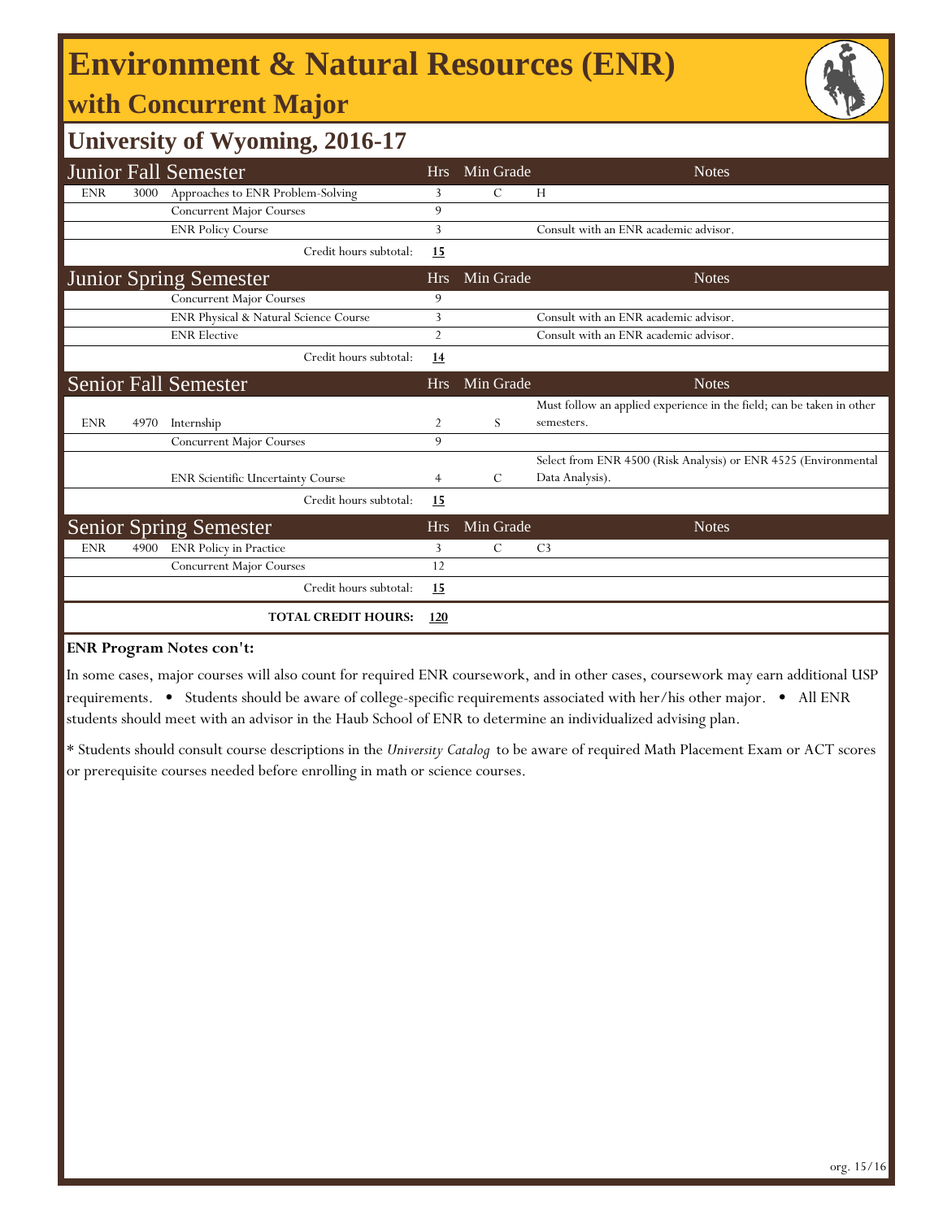# Environment & Natural Resources (ENR)

## with Concurrent Major

## University of Wyoming, 2016-17

| Junior Fall Semester | | | Hrs | Min Grade | Notes |
|---|---|---|---|---|---|
| ENR | 3000 | Approaches to ENR Problem-Solving | 3 | C | H |
| | | Concurrent Major Courses | 9 | | |
| | | ENR Policy Course | 3 | | Consult with an ENR academic advisor. |
| | | Credit hours subtotal: | **15** | | |

| Junior Spring Semester | | | Hrs | Min Grade | Notes |
|---|---|---|---|---|---|
| | | Concurrent Major Courses | 9 | | |
| | | ENR Physical & Natural Science Course | 3 | | Consult with an ENR academic advisor. |
| | | ENR Elective | 2 | | Consult with an ENR academic advisor. |
| | | Credit hours subtotal: | **14** | | |

| Senior Fall Semester | | | Hrs | Min Grade | Notes |
|---|---|---|---|---|---|
| ENR | 4970 | Internship | 2 | S | Must follow an applied experience in the field; can be taken in other semesters. |
| | | Concurrent Major Courses | 9 | | |
| | | ENR Scientific Uncertainty Course | 4 | C | Select from ENR 4500 (Risk Analysis) or ENR 4525 (Environmental Data Analysis). |
| | | Credit hours subtotal: | **15** | | |

| Senior Spring Semester | | | Hrs | Min Grade | Notes |
|---|---|---|---|---|---|
| ENR | 4900 | ENR Policy in Practice | 3 | C | C3 |
| | | Concurrent Major Courses | 12 | | |
| | | Credit hours subtotal: | **15** | | |
| | | **TOTAL CREDIT HOURS:** | **120** | | |

**ENR Program Notes con't:**

In some cases, major courses will also count for required ENR coursework, and in other cases, coursework may earn additional USP requirements. • Students should be aware of college-specific requirements associated with her/his other major. • All ENR students should meet with an advisor in the Haub School of ENR to determine an individualized advising plan.

* Students should consult course descriptions in the *University Catalog* to be aware of required Math Placement Exam or ACT scores or prerequisite courses needed before enrolling in math or science courses.

org. 15/16